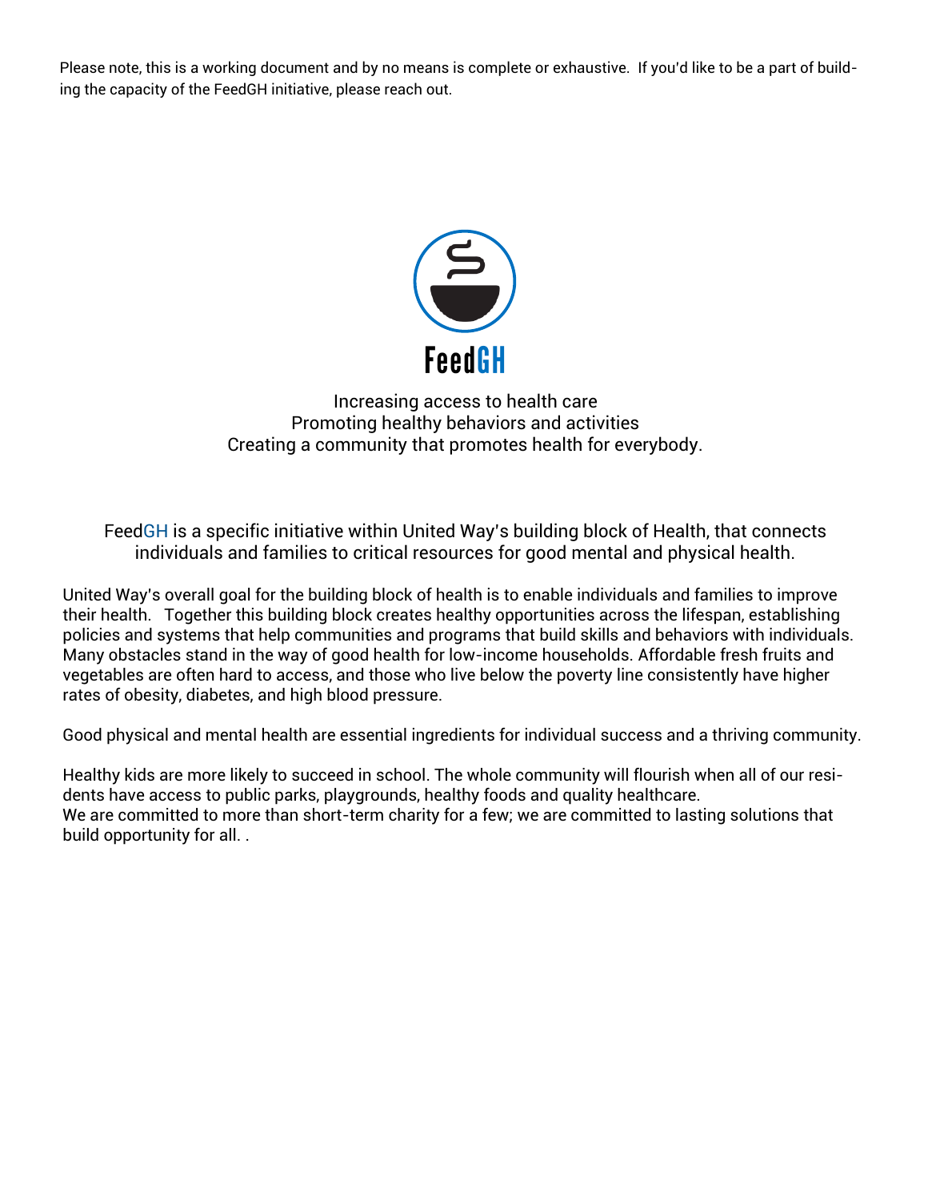Please note, this is a working document and by no means is complete or exhaustive. If you'd like to be a part of building the capacity of the FeedGH initiative, please reach out.

# FeedGH

Increasing access to health care
Promoting healthy behaviors and activities
Creating a community that promotes health for everybody.

FeedGH is a specific initiative within United Way's building block of Health, that connects individuals and families to critical resources for good mental and physical health.

United Way's overall goal for the building block of health is to enable individuals and families to improve their health. Together this building block creates healthy opportunities across the lifespan, establishing policies and systems that help communities and programs that build skills and behaviors with individuals. Many obstacles stand in the way of good health for low-income households. Affordable fresh fruits and vegetables are often hard to access, and those who live below the poverty line consistently have higher rates of obesity, diabetes, and high blood pressure.

Good physical and mental health are essential ingredients for individual success and a thriving community.

Healthy kids are more likely to succeed in school. The whole community will flourish when all of our residents have access to public parks, playgrounds, healthy foods and quality healthcare.
We are committed to more than short-term charity for a few; we are committed to lasting solutions that build opportunity for all. .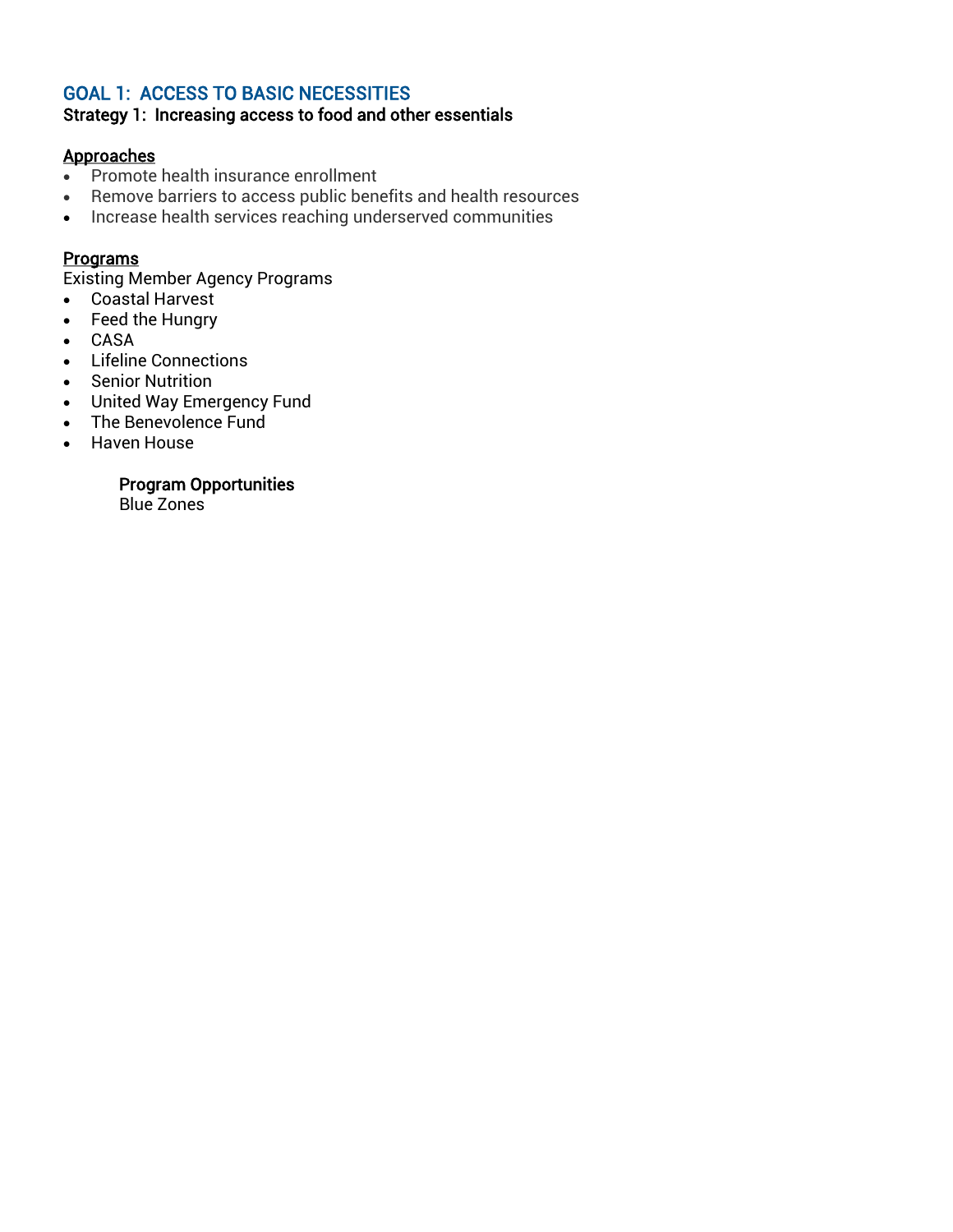## GOAL 1: ACCESS TO BASIC NECESSITIES

**Strategy 1: Increasing access to food and other essentials**

**Approaches**

- Promote health insurance enrollment
- Remove barriers to access public benefits and health resources
- Increase health services reaching underserved communities

**Programs**

Existing Member Agency Programs

- Coastal Harvest
- Feed the Hungry
- CASA
- Lifeline Connections
- Senior Nutrition
- United Way Emergency Fund
- The Benevolence Fund
- Haven House

**Program Opportunities**

Blue Zones